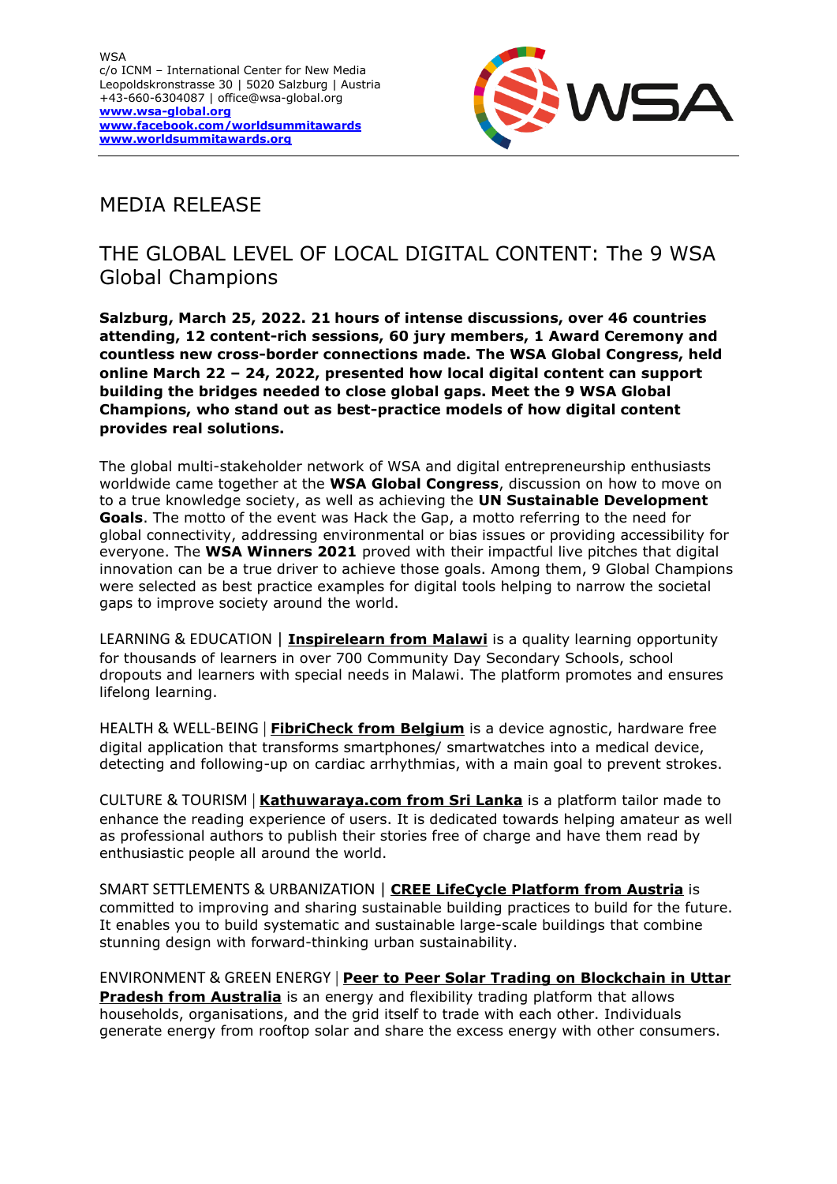WSA
c/o ICNM – International Center for New Media
Leopoldskronstrasse 30 | 5020 Salzburg | Austria
+43-660-6304087 | office@wsa-global.org
**www.wsa-global.org**
**www.facebook.com/worldsummitawards**
**www.worldsummitawards.org**

# MEDIA RELEASE

## THE GLOBAL LEVEL OF LOCAL DIGITAL CONTENT: The 9 WSA Global Champions

**Salzburg, March 25, 2022. 21 hours of intense discussions, over 46 countries attending, 12 content-rich sessions, 60 jury members, 1 Award Ceremony and countless new cross-border connections made. The WSA Global Congress, held online March 22 – 24, 2022, presented how local digital content can support building the bridges needed to close global gaps. Meet the 9 WSA Global Champions, who stand out as best-practice models of how digital content provides real solutions.**

The global multi-stakeholder network of WSA and digital entrepreneurship enthusiasts worldwide came together at the **WSA Global Congress**, discussion on how to move on to a true knowledge society, as well as achieving the **UN Sustainable Development Goals**. The motto of the event was Hack the Gap, a motto referring to the need for global connectivity, addressing environmental or bias issues or providing accessibility for everyone. The **WSA Winners 2021** proved with their impactful live pitches that digital innovation can be a true driver to achieve those goals. Among them, 9 Global Champions were selected as best practice examples for digital tools helping to narrow the societal gaps to improve society around the world.

LEARNING & EDUCATION | **Inspirelearn from Malawi** is a quality learning opportunity for thousands of learners in over 700 Community Day Secondary Schools, school dropouts and learners with special needs in Malawi. The platform promotes and ensures lifelong learning.

HEALTH & WELL-BEING | **FibriCheck from Belgium** is a device agnostic, hardware free digital application that transforms smartphones/ smartwatches into a medical device, detecting and following-up on cardiac arrhythmias, with a main goal to prevent strokes.

CULTURE & TOURISM | **Kathuwaraya.com from Sri Lanka** is a platform tailor made to enhance the reading experience of users. It is dedicated towards helping amateur as well as professional authors to publish their stories free of charge and have them read by enthusiastic people all around the world.

SMART SETTLEMENTS & URBANIZATION | **CREE LifeCycle Platform from Austria** is committed to improving and sharing sustainable building practices to build for the future. It enables you to build systematic and sustainable large-scale buildings that combine stunning design with forward-thinking urban sustainability.

ENVIRONMENT & GREEN ENERGY | **Peer to Peer Solar Trading on Blockchain in Uttar Pradesh from Australia** is an energy and flexibility trading platform that allows households, organisations, and the grid itself to trade with each other. Individuals generate energy from rooftop solar and share the excess energy with other consumers.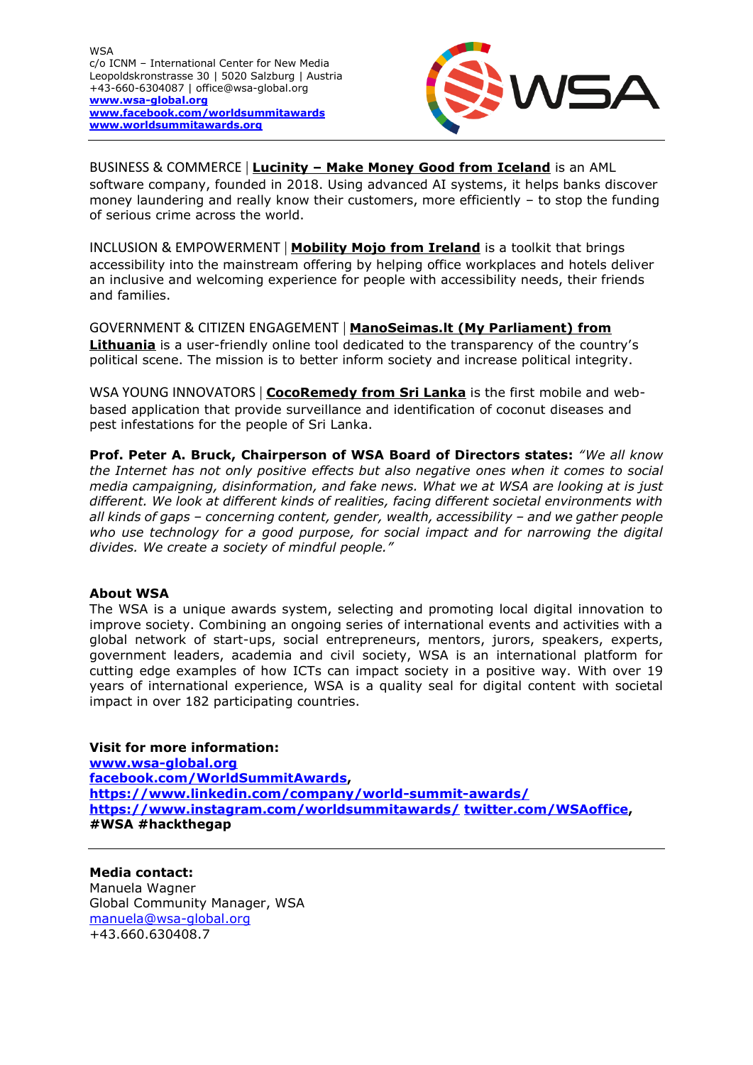WSA
c/o ICNM – International Center for New Media
Leopoldskronstrasse 30 | 5020 Salzburg | Austria
+43-660-6304087 | office@wsa-global.org
**www.wsa-global.org**
**www.facebook.com/worldsummitawards**
**www.worldsummitawards.org**

---

BUSINESS & COMMERCE | **Lucinity – Make Money Good from Iceland** is an AML software company, founded in 2018. Using advanced AI systems, it helps banks discover money laundering and really know their customers, more efficiently – to stop the funding of serious crime across the world.

INCLUSION & EMPOWERMENT | **Mobility Mojo from Ireland** is a toolkit that brings accessibility into the mainstream offering by helping office workplaces and hotels deliver an inclusive and welcoming experience for people with accessibility needs, their friends and families.

GOVERNMENT & CITIZEN ENGAGEMENT | **ManoSeimas.lt (My Parliament) from Lithuania** is a user-friendly online tool dedicated to the transparency of the country's political scene. The mission is to better inform society and increase political integrity.

WSA YOUNG INNOVATORS | **CocoRemedy from Sri Lanka** is the first mobile and web-based application that provide surveillance and identification of coconut diseases and pest infestations for the people of Sri Lanka.

**Prof. Peter A. Bruck, Chairperson of WSA Board of Directors states:** *"We all know the Internet has not only positive effects but also negative ones when it comes to social media campaigning, disinformation, and fake news. What we at WSA are looking at is just different. We look at different kinds of realities, facing different societal environments with all kinds of gaps – concerning content, gender, wealth, accessibility – and we gather people who use technology for a good purpose, for social impact and for narrowing the digital divides. We create a society of mindful people."*

**About WSA**
The WSA is a unique awards system, selecting and promoting local digital innovation to improve society. Combining an ongoing series of international events and activities with a global network of start-ups, social entrepreneurs, mentors, jurors, speakers, experts, government leaders, academia and civil society, WSA is an international platform for cutting edge examples of how ICTs can impact society in a positive way. With over 19 years of international experience, WSA is a quality seal for digital content with societal impact in over 182 participating countries.

**Visit for more information:**
**www.wsa-global.org**
**facebook.com/WorldSummitAwards,**
**https://www.linkedin.com/company/world-summit-awards/**
**https://www.instagram.com/worldsummitawards/ twitter.com/WSAoffice,**
**#WSA #hackthegap**

---

**Media contact:**
Manuela Wagner
Global Community Manager, WSA
manuela@wsa-global.org
+43.660.630408.7